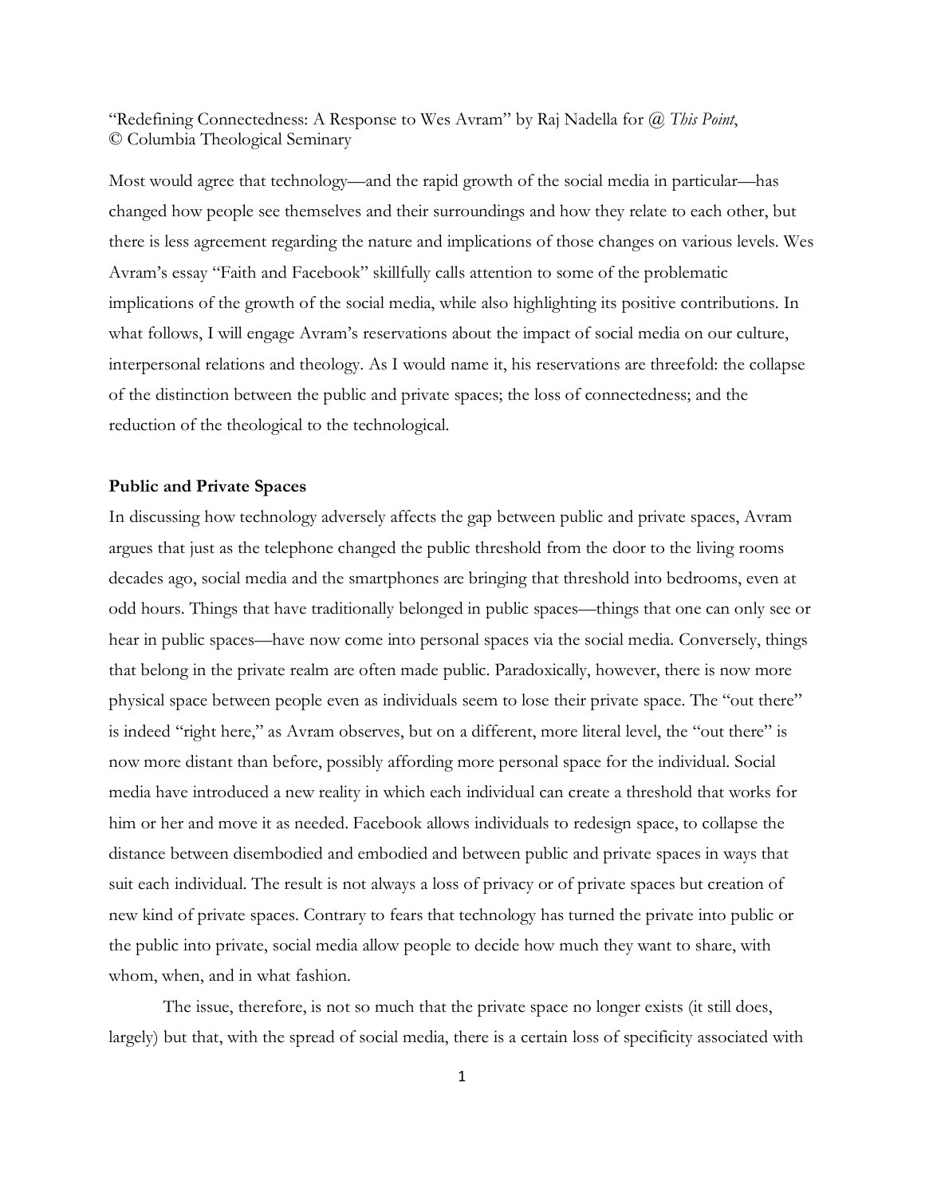"Redefining Connectedness: A Response to Wes Avram" by Raj Nadella for @ *This Point*, © Columbia Theological Seminary

Most would agree that technology—and the rapid growth of the social media in particular—has changed how people see themselves and their surroundings and how they relate to each other, but there is less agreement regarding the nature and implications of those changes on various levels. Wes Avram's essay "Faith and Facebook" skillfully calls attention to some of the problematic implications of the growth of the social media, while also highlighting its positive contributions. In what follows, I will engage Avram's reservations about the impact of social media on our culture, interpersonal relations and theology. As I would name it, his reservations are threefold: the collapse of the distinction between the public and private spaces; the loss of connectedness; and the reduction of the theological to the technological.

**Public and Private Spaces**

In discussing how technology adversely affects the gap between public and private spaces, Avram argues that just as the telephone changed the public threshold from the door to the living rooms decades ago, social media and the smartphones are bringing that threshold into bedrooms, even at odd hours. Things that have traditionally belonged in public spaces—things that one can only see or hear in public spaces—have now come into personal spaces via the social media. Conversely, things that belong in the private realm are often made public. Paradoxically, however, there is now more physical space between people even as individuals seem to lose their private space. The "out there" is indeed "right here," as Avram observes, but on a different, more literal level, the "out there" is now more distant than before, possibly affording more personal space for the individual. Social media have introduced a new reality in which each individual can create a threshold that works for him or her and move it as needed. Facebook allows individuals to redesign space, to collapse the distance between disembodied and embodied and between public and private spaces in ways that suit each individual. The result is not always a loss of privacy or of private spaces but creation of new kind of private spaces. Contrary to fears that technology has turned the private into public or the public into private, social media allow people to decide how much they want to share, with whom, when, and in what fashion.

The issue, therefore, is not so much that the private space no longer exists (it still does, largely) but that, with the spread of social media, there is a certain loss of specificity associated with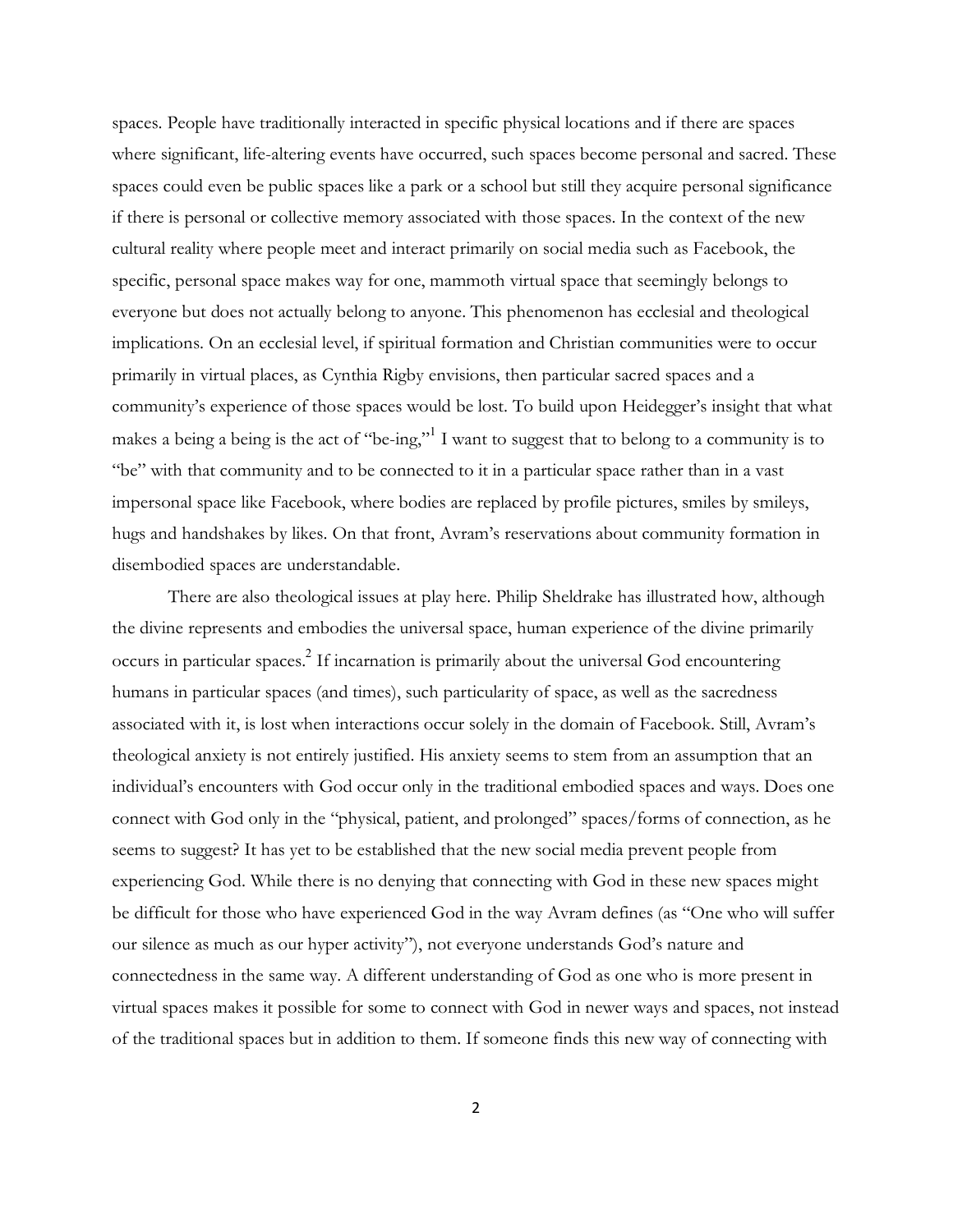spaces. People have traditionally interacted in specific physical locations and if there are spaces where significant, life-altering events have occurred, such spaces become personal and sacred. These spaces could even be public spaces like a park or a school but still they acquire personal significance if there is personal or collective memory associated with those spaces. In the context of the new cultural reality where people meet and interact primarily on social media such as Facebook, the specific, personal space makes way for one, mammoth virtual space that seemingly belongs to everyone but does not actually belong to anyone. This phenomenon has ecclesial and theological implications. On an ecclesial level, if spiritual formation and Christian communities were to occur primarily in virtual places, as Cynthia Rigby envisions, then particular sacred spaces and a community's experience of those spaces would be lost. To build upon Heidegger's insight that what makes a being a being is the act of "be-ing,"[1] I want to suggest that to belong to a community is to "be" with that community and to be connected to it in a particular space rather than in a vast impersonal space like Facebook, where bodies are replaced by profile pictures, smiles by smileys, hugs and handshakes by likes. On that front, Avram's reservations about community formation in disembodied spaces are understandable.

There are also theological issues at play here. Philip Sheldrake has illustrated how, although the divine represents and embodies the universal space, human experience of the divine primarily occurs in particular spaces.[2] If incarnation is primarily about the universal God encountering humans in particular spaces (and times), such particularity of space, as well as the sacredness associated with it, is lost when interactions occur solely in the domain of Facebook. Still, Avram's theological anxiety is not entirely justified. His anxiety seems to stem from an assumption that an individual's encounters with God occur only in the traditional embodied spaces and ways. Does one connect with God only in the "physical, patient, and prolonged" spaces/forms of connection, as he seems to suggest? It has yet to be established that the new social media prevent people from experiencing God. While there is no denying that connecting with God in these new spaces might be difficult for those who have experienced God in the way Avram defines (as "One who will suffer our silence as much as our hyper activity"), not everyone understands God's nature and connectedness in the same way. A different understanding of God as one who is more present in virtual spaces makes it possible for some to connect with God in newer ways and spaces, not instead of the traditional spaces but in addition to them. If someone finds this new way of connecting with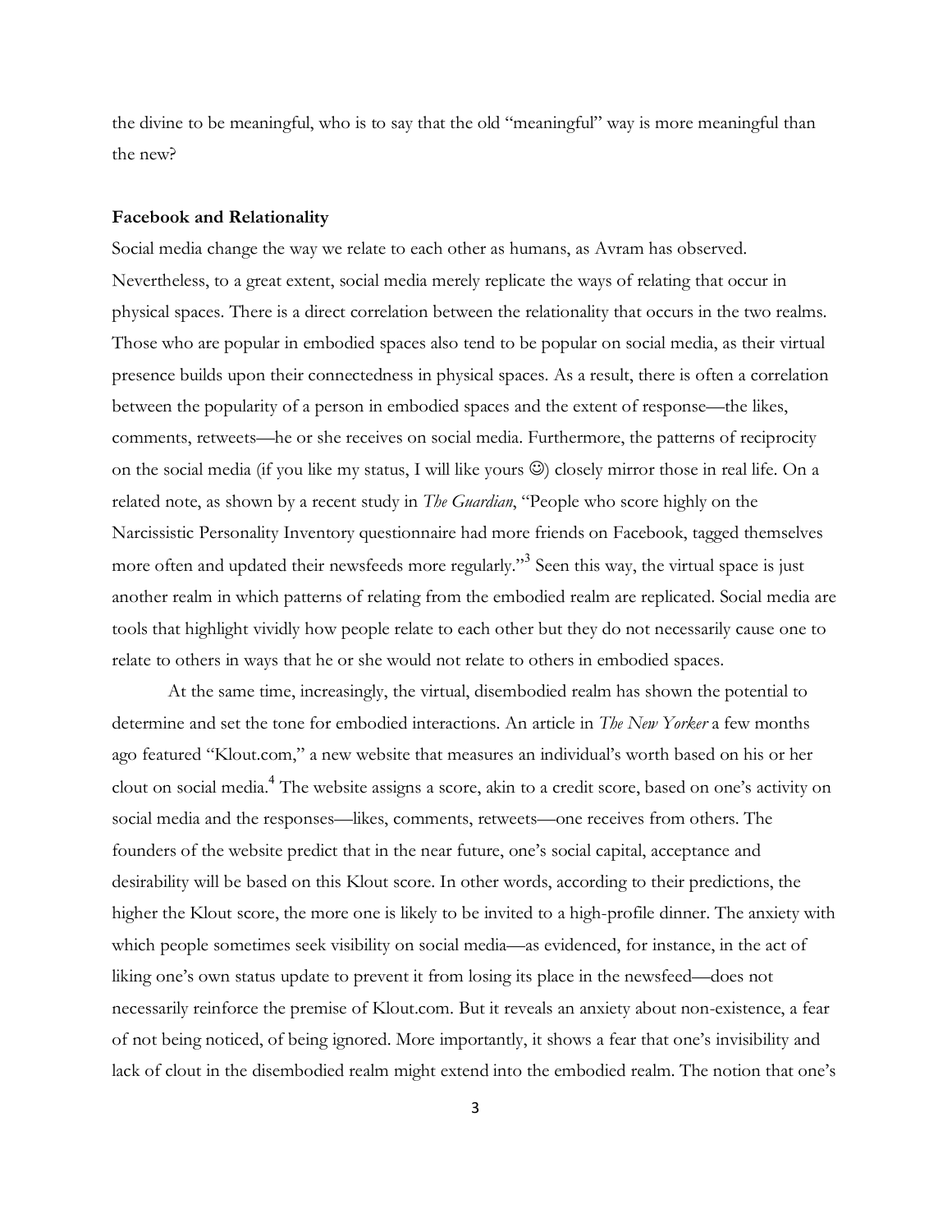the divine to be meaningful, who is to say that the old "meaningful" way is more meaningful than the new?

**Facebook and Relationality**

Social media change the way we relate to each other as humans, as Avram has observed. Nevertheless, to a great extent, social media merely replicate the ways of relating that occur in physical spaces. There is a direct correlation between the relationality that occurs in the two realms. Those who are popular in embodied spaces also tend to be popular on social media, as their virtual presence builds upon their connectedness in physical spaces. As a result, there is often a correlation between the popularity of a person in embodied spaces and the extent of response—the likes, comments, retweets—he or she receives on social media. Furthermore, the patterns of reciprocity on the social media (if you like my status, I will like yours ☺) closely mirror those in real life. On a related note, as shown by a recent study in *The Guardian*, "People who score highly on the Narcissistic Personality Inventory questionnaire had more friends on Facebook, tagged themselves more often and updated their newsfeeds more regularly."[3] Seen this way, the virtual space is just another realm in which patterns of relating from the embodied realm are replicated. Social media are tools that highlight vividly how people relate to each other but they do not necessarily cause one to relate to others in ways that he or she would not relate to others in embodied spaces.

At the same time, increasingly, the virtual, disembodied realm has shown the potential to determine and set the tone for embodied interactions. An article in *The New Yorker* a few months ago featured "Klout.com," a new website that measures an individual's worth based on his or her clout on social media.[4] The website assigns a score, akin to a credit score, based on one's activity on social media and the responses—likes, comments, retweets—one receives from others. The founders of the website predict that in the near future, one's social capital, acceptance and desirability will be based on this Klout score. In other words, according to their predictions, the higher the Klout score, the more one is likely to be invited to a high-profile dinner. The anxiety with which people sometimes seek visibility on social media—as evidenced, for instance, in the act of liking one's own status update to prevent it from losing its place in the newsfeed—does not necessarily reinforce the premise of Klout.com. But it reveals an anxiety about non-existence, a fear of not being noticed, of being ignored. More importantly, it shows a fear that one's invisibility and lack of clout in the disembodied realm might extend into the embodied realm. The notion that one's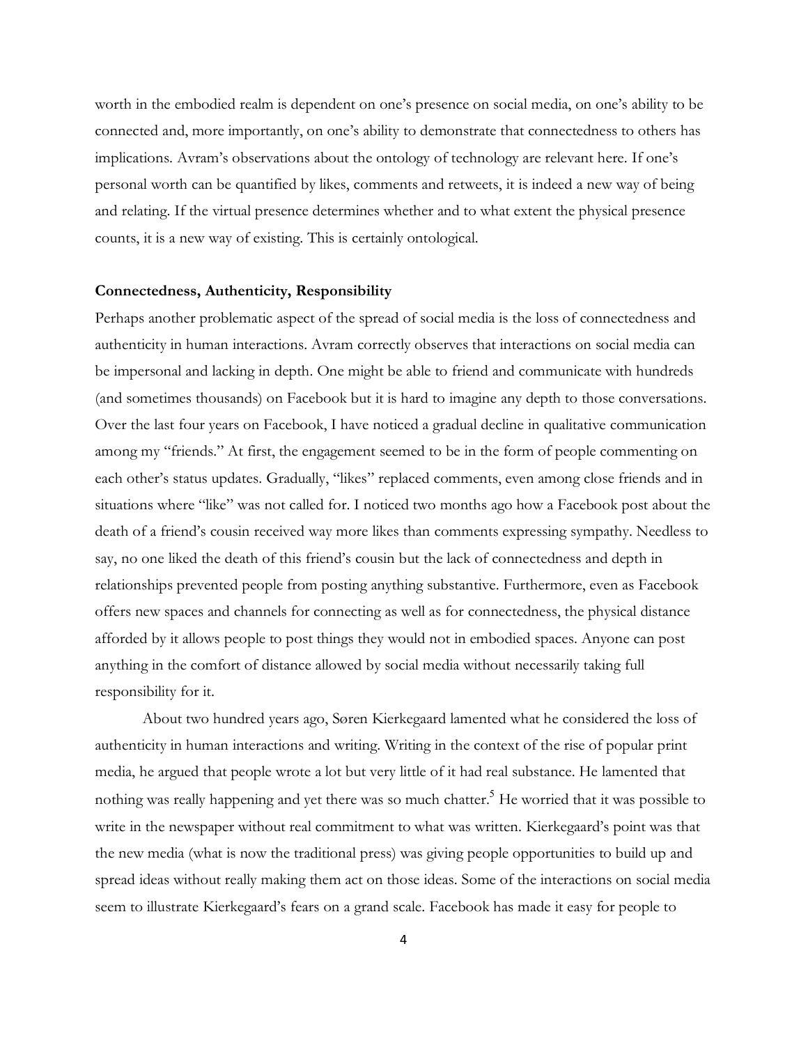worth in the embodied realm is dependent on one's presence on social media, on one's ability to be connected and, more importantly, on one's ability to demonstrate that connectedness to others has implications. Avram's observations about the ontology of technology are relevant here. If one's personal worth can be quantified by likes, comments and retweets, it is indeed a new way of being and relating. If the virtual presence determines whether and to what extent the physical presence counts, it is a new way of existing. This is certainly ontological.

**Connectedness, Authenticity, Responsibility**

Perhaps another problematic aspect of the spread of social media is the loss of connectedness and authenticity in human interactions. Avram correctly observes that interactions on social media can be impersonal and lacking in depth. One might be able to friend and communicate with hundreds (and sometimes thousands) on Facebook but it is hard to imagine any depth to those conversations. Over the last four years on Facebook, I have noticed a gradual decline in qualitative communication among my "friends." At first, the engagement seemed to be in the form of people commenting on each other's status updates. Gradually, "likes" replaced comments, even among close friends and in situations where "like" was not called for. I noticed two months ago how a Facebook post about the death of a friend's cousin received way more likes than comments expressing sympathy. Needless to say, no one liked the death of this friend's cousin but the lack of connectedness and depth in relationships prevented people from posting anything substantive. Furthermore, even as Facebook offers new spaces and channels for connecting as well as for connectedness, the physical distance afforded by it allows people to post things they would not in embodied spaces. Anyone can post anything in the comfort of distance allowed by social media without necessarily taking full responsibility for it.

About two hundred years ago, Søren Kierkegaard lamented what he considered the loss of authenticity in human interactions and writing. Writing in the context of the rise of popular print media, he argued that people wrote a lot but very little of it had real substance. He lamented that nothing was really happening and yet there was so much chatter.[5] He worried that it was possible to write in the newspaper without real commitment to what was written. Kierkegaard's point was that the new media (what is now the traditional press) was giving people opportunities to build up and spread ideas without really making them act on those ideas. Some of the interactions on social media seem to illustrate Kierkegaard's fears on a grand scale. Facebook has made it easy for people to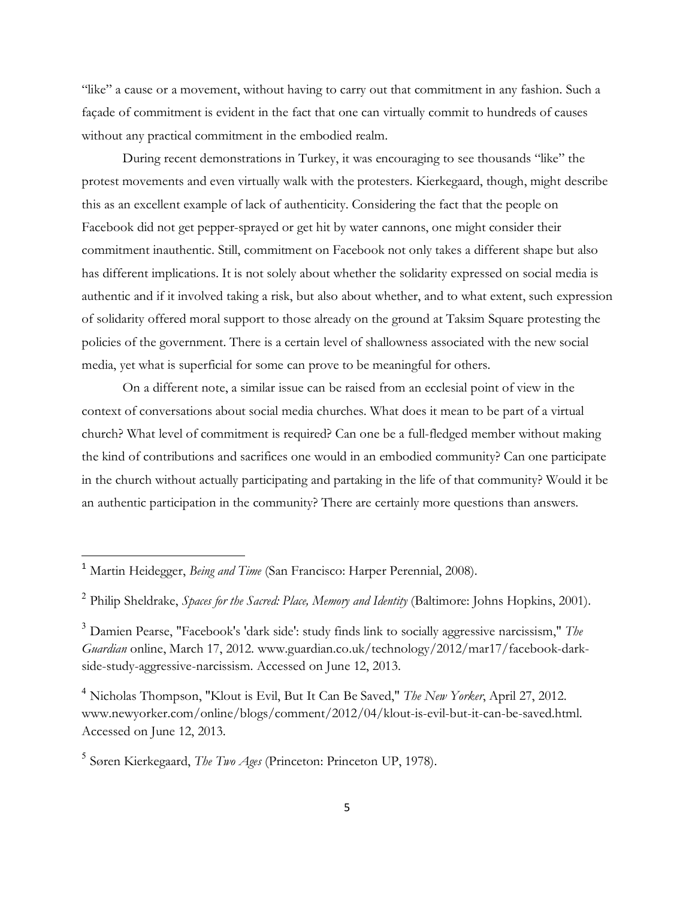"like" a cause or a movement, without having to carry out that commitment in any fashion. Such a façade of commitment is evident in the fact that one can virtually commit to hundreds of causes without any practical commitment in the embodied realm.

During recent demonstrations in Turkey, it was encouraging to see thousands "like" the protest movements and even virtually walk with the protesters. Kierkegaard, though, might describe this as an excellent example of lack of authenticity. Considering the fact that the people on Facebook did not get pepper-sprayed or get hit by water cannons, one might consider their commitment inauthentic. Still, commitment on Facebook not only takes a different shape but also has different implications. It is not solely about whether the solidarity expressed on social media is authentic and if it involved taking a risk, but also about whether, and to what extent, such expression of solidarity offered moral support to those already on the ground at Taksim Square protesting the policies of the government. There is a certain level of shallowness associated with the new social media, yet what is superficial for some can prove to be meaningful for others.

On a different note, a similar issue can be raised from an ecclesial point of view in the context of conversations about social media churches. What does it mean to be part of a virtual church? What level of commitment is required? Can one be a full-fledged member without making the kind of contributions and sacrifices one would in an embodied community? Can one participate in the church without actually participating and partaking in the life of that community? Would it be an authentic participation in the community? There are certainly more questions than answers.

---

[1] Martin Heidegger, *Being and Time* (San Francisco: Harper Perennial, 2008).

[2] Philip Sheldrake, *Spaces for the Sacred: Place, Memory and Identity* (Baltimore: Johns Hopkins, 2001).

[3] Damien Pearse, "Facebook's 'dark side': study finds link to socially aggressive narcissism," *The Guardian* online, March 17, 2012. www.guardian.co.uk/technology/2012/mar17/facebook-dark-side-study-aggressive-narcissism. Accessed on June 12, 2013.

[4] Nicholas Thompson, "Klout is Evil, But It Can Be Saved," *The New Yorker*, April 27, 2012. www.newyorker.com/online/blogs/comment/2012/04/klout-is-evil-but-it-can-be-saved.html. Accessed on June 12, 2013.

[5] Søren Kierkegaard, *The Two Ages* (Princeton: Princeton UP, 1978).